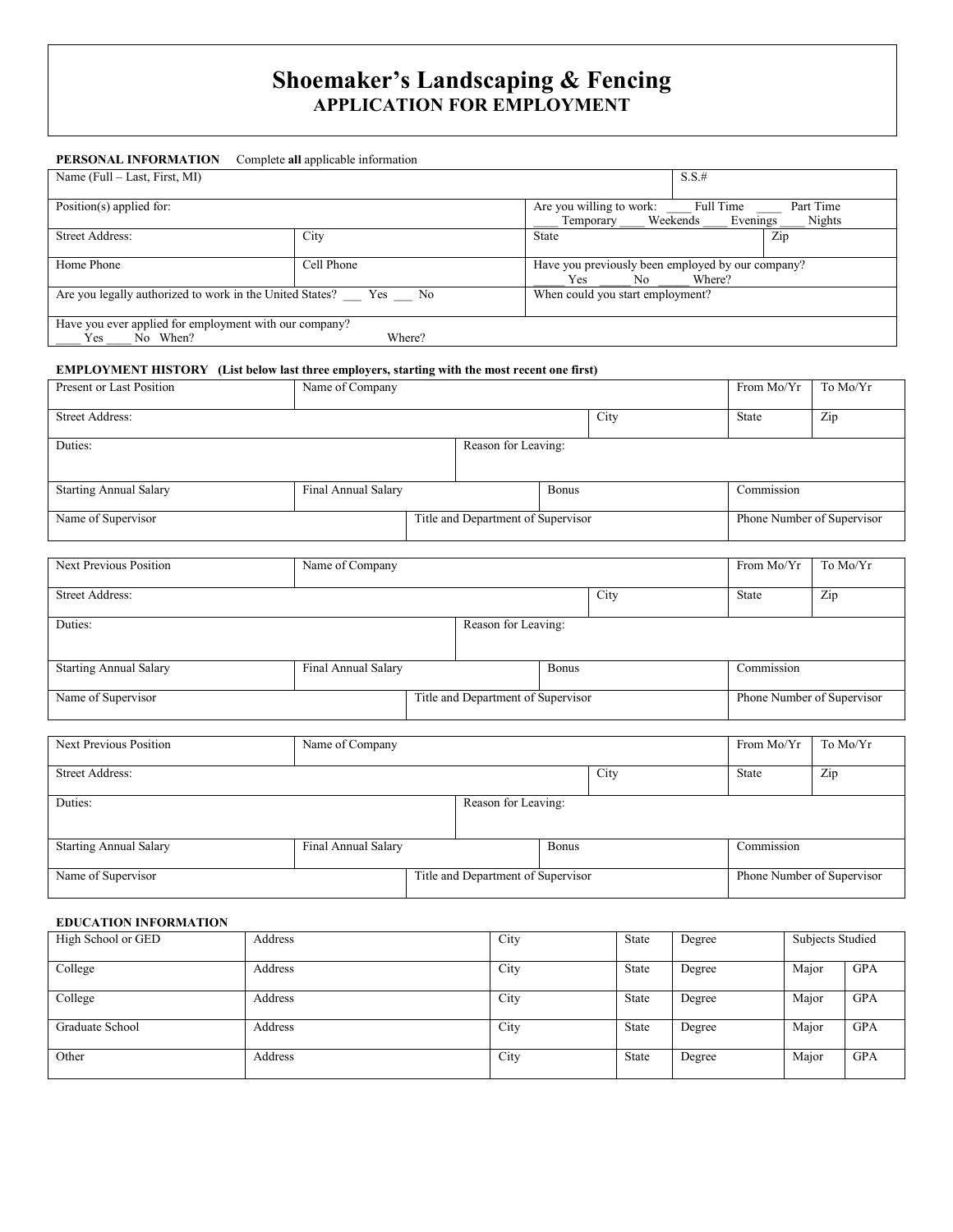# Shoemaker's Landscaping & Fencing
## APPLICATION FOR EMPLOYMENT

**PERSONAL INFORMATION** Complete **all** applicable information

| | | | |
|---|---|---|---|
| Name (Full – Last, First, MI) | | S.S.# | |
| Position(s) applied for: | | Are you willing to work: ____ Full Time ____ Part Time ____ Temporary ____ Weekends ____ Evenings ____ Nights | |
| Street Address: | City | State | Zip |
| Home Phone | Cell Phone | Have you previously been employed by our company? _____ Yes _____ No _____ Where? | |
| Are you legally authorized to work in the United States? ___ Yes ___ No | | When could you start employment? | |
| Have you ever applied for employment with our company? ____ Yes ____ No When? Where? | | | |

**EMPLOYMENT HISTORY (List below last three employers, starting with the most recent one first)**

| | | | | | |
|---|---|---|---|---|---|
| Present or Last Position | Name of Company | | | From Mo/Yr | To Mo/Yr |
| Street Address: | | | City | State | Zip |
| Duties: | | Reason for Leaving: | | | |
| Starting Annual Salary | Final Annual Salary | Bonus | | Commission | |
| Name of Supervisor | Title and Department of Supervisor | | | Phone Number of Supervisor | |

| | | | | | |
|---|---|---|---|---|---|
| Next Previous Position | Name of Company | | | From Mo/Yr | To Mo/Yr |
| Street Address: | | | City | State | Zip |
| Duties: | | Reason for Leaving: | | | |
| Starting Annual Salary | Final Annual Salary | Bonus | | Commission | |
| Name of Supervisor | Title and Department of Supervisor | | | Phone Number of Supervisor | |

| | | | | | |
|---|---|---|---|---|---|
| Next Previous Position | Name of Company | | | From Mo/Yr | To Mo/Yr |
| Street Address: | | | City | State | Zip |
| Duties: | | Reason for Leaving: | | | |
| Starting Annual Salary | Final Annual Salary | Bonus | | Commission | |
| Name of Supervisor | Title and Department of Supervisor | | | Phone Number of Supervisor | |

**EDUCATION INFORMATION**

| | | | | | | |
|---|---|---|---|---|---|---|
| High School or GED | Address | City | State | Degree | Subjects Studied | |
| College | Address | City | State | Degree | Major | GPA |
| College | Address | City | State | Degree | Major | GPA |
| Graduate School | Address | City | State | Degree | Major | GPA |
| Other | Address | City | State | Degree | Major | GPA |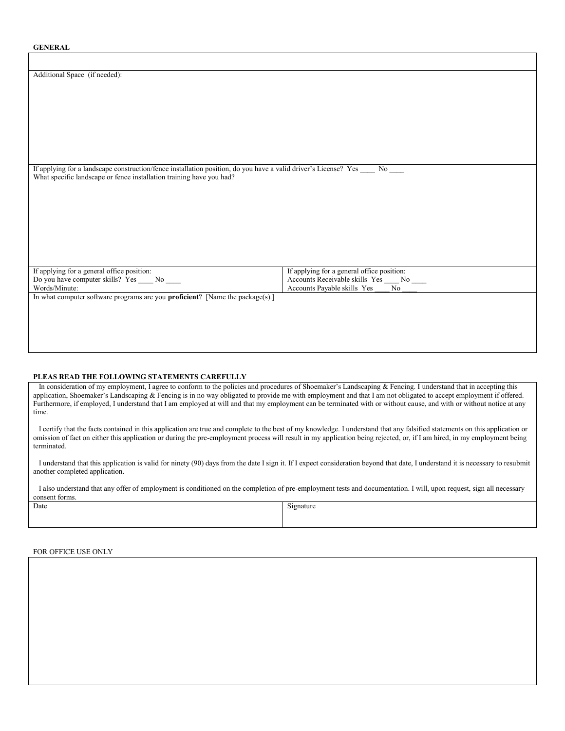**GENERAL**

Additional Space (if needed):

If applying for a landscape construction/fence installation position, do you have a valid driver's License? Yes ____ No ____

What specific landscape or fence installation training have you had?

| | |
|---|---|
| If applying for a general office position:<br>Do you have computer skills? Yes ____ No ____<br>Words/Minute: | If applying for a general office position:<br>Accounts Receivable skills Yes ____ No ____<br>Accounts Payable skills Yes ____ No ____ |

In what computer software programs are you **proficient**? [Name the package(s).]

**PLEAS READ THE FOLLOWING STATEMENTS CAREFULLY**

In consideration of my employment, I agree to conform to the policies and procedures of Shoemaker's Landscaping & Fencing. I understand that in accepting this application, Shoemaker's Landscaping & Fencing is in no way obligated to provide me with employment and that I am not obligated to accept employment if offered. Furthermore, if employed, I understand that I am employed at will and that my employment can be terminated with or without cause, and with or without notice at any time.

I certify that the facts contained in this application are true and complete to the best of my knowledge. I understand that any falsified statements on this application or omission of fact on either this application or during the pre-employment process will result in my application being rejected, or, if I am hired, in my employment being terminated.

I understand that this application is valid for ninety (90) days from the date I sign it. If I expect consideration beyond that date, I understand it is necessary to resubmit another completed application.

I also understand that any offer of employment is conditioned on the completion of pre-employment tests and documentation. I will, upon request, sign all necessary consent forms.

| | |
|---|---|
| Date | Signature |

FOR OFFICE USE ONLY